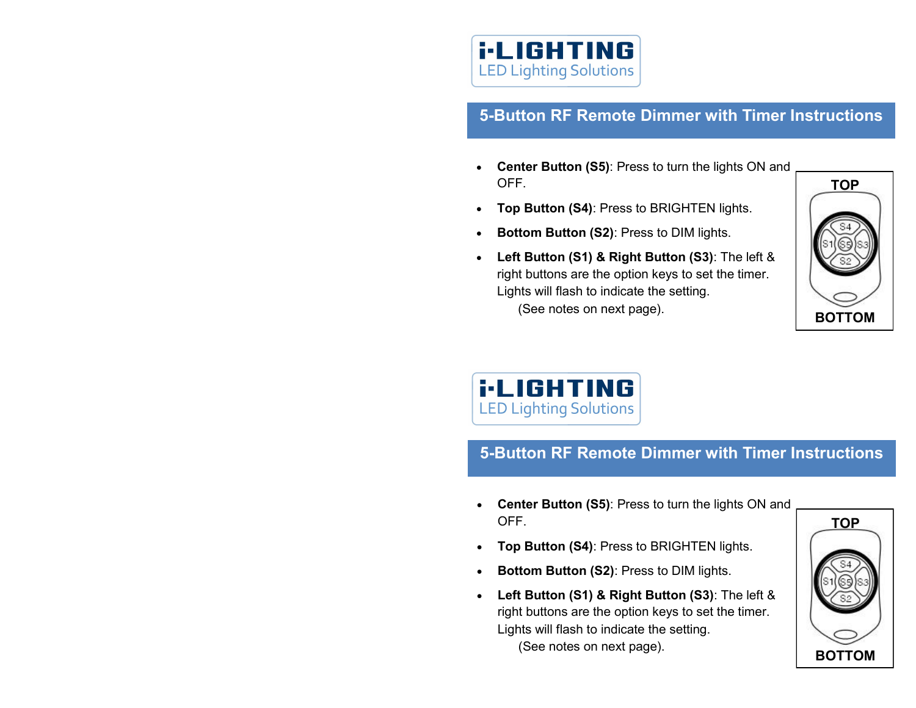i-LIGHTING
LED Lighting Solutions

## 5-Button RF Remote Dimmer with Timer Instructions

- **Center Button (S5)**: Press to turn the lights ON and OFF.
- **Top Button (S4)**: Press to BRIGHTEN lights.
- **Bottom Button (S2)**: Press to DIM lights.
- **Left Button (S1) & Right Button (S3)**: The left & right buttons are the option keys to set the timer. Lights will flash to indicate the setting.
  (See notes on next page).

TOP

BOTTOM

i-LIGHTING
LED Lighting Solutions

## 5-Button RF Remote Dimmer with Timer Instructions

- **Center Button (S5)**: Press to turn the lights ON and OFF.
- **Top Button (S4)**: Press to BRIGHTEN lights.
- **Bottom Button (S2)**: Press to DIM lights.
- **Left Button (S1) & Right Button (S3)**: The left & right buttons are the option keys to set the timer. Lights will flash to indicate the setting.
  (See notes on next page).

TOP

BOTTOM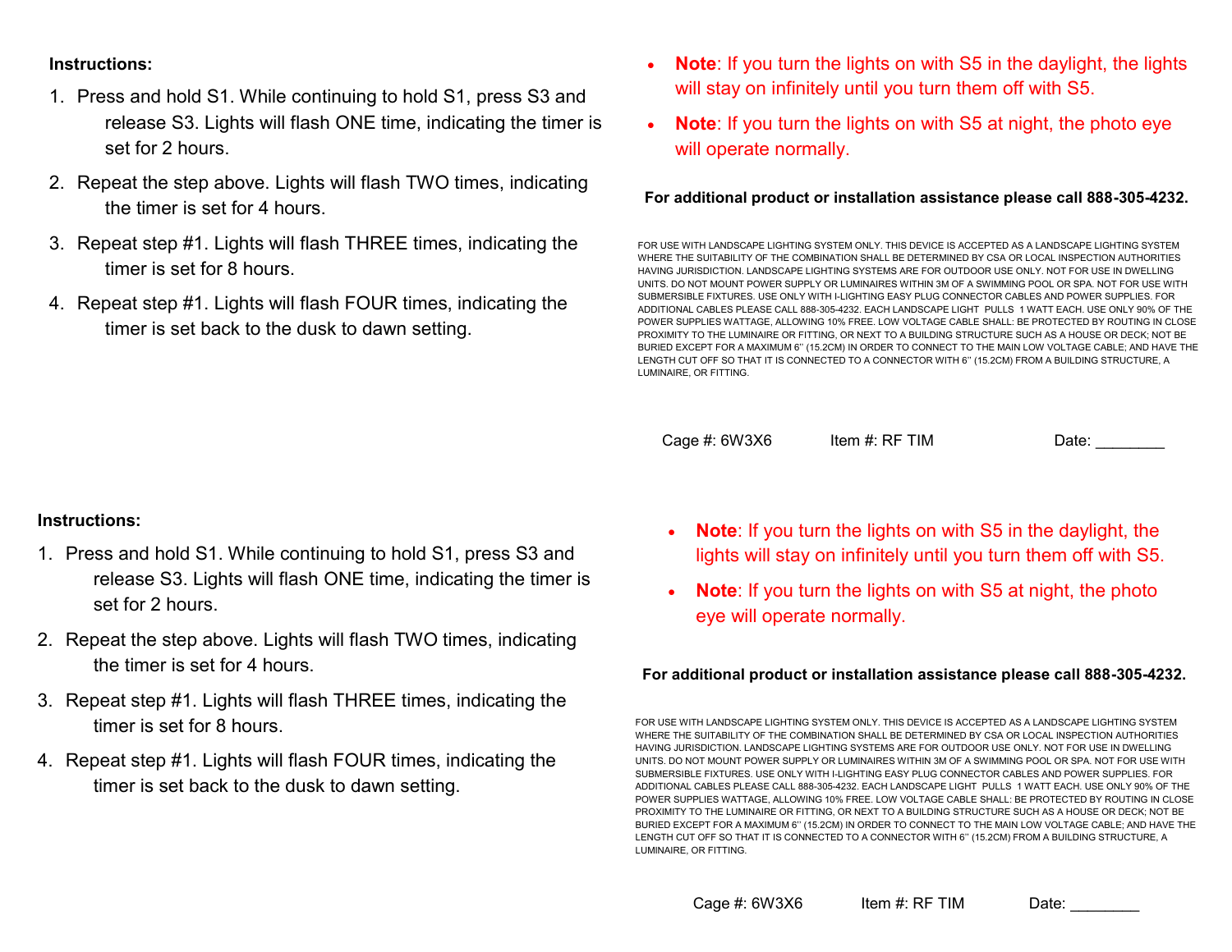**Instructions:**

1. Press and hold S1. While continuing to hold S1, press S3 and release S3. Lights will flash ONE time, indicating the timer is set for 2 hours.
2. Repeat the step above. Lights will flash TWO times, indicating the timer is set for 4 hours.
3. Repeat step #1. Lights will flash THREE times, indicating the timer is set for 8 hours.
4. Repeat step #1. Lights will flash FOUR times, indicating the timer is set back to the dusk to dawn setting.

- **Note**: If you turn the lights on with S5 in the daylight, the lights will stay on infinitely until you turn them off with S5.
- **Note**: If you turn the lights on with S5 at night, the photo eye will operate normally.

**For additional product or installation assistance please call 888-305-4232.**

FOR USE WITH LANDSCAPE LIGHTING SYSTEM ONLY. THIS DEVICE IS ACCEPTED AS A LANDSCAPE LIGHTING SYSTEM WHERE THE SUITABILITY OF THE COMBINATION SHALL BE DETERMINED BY CSA OR LOCAL INSPECTION AUTHORITIES HAVING JURISDICTION. LANDSCAPE LIGHTING SYSTEMS ARE FOR OUTDOOR USE ONLY. NOT FOR USE IN DWELLING UNITS. DO NOT MOUNT POWER SUPPLY OR LUMINAIRES WITHIN 3M OF A SWIMMING POOL OR SPA. NOT FOR USE WITH SUBMERSIBLE FIXTURES. USE ONLY WITH I-LIGHTING EASY PLUG CONNECTOR CABLES AND POWER SUPPLIES. FOR ADDITIONAL CABLES PLEASE CALL 888-305-4232. EACH LANDSCAPE LIGHT PULLS 1 WATT EACH. USE ONLY 90% OF THE POWER SUPPLIES WATTAGE, ALLOWING 10% FREE. LOW VOLTAGE CABLE SHALL: BE PROTECTED BY ROUTING IN CLOSE PROXIMITY TO THE LUMINAIRE OR FITTING, OR NEXT TO A BUILDING STRUCTURE SUCH AS A HOUSE OR DECK; NOT BE BURIED EXCEPT FOR A MAXIMUM 6'' (15.2CM) IN ORDER TO CONNECT TO THE MAIN LOW VOLTAGE CABLE; AND HAVE THE LENGTH CUT OFF SO THAT IT IS CONNECTED TO A CONNECTOR WITH 6'' (15.2CM) FROM A BUILDING STRUCTURE, A LUMINAIRE, OR FITTING.

Cage #: 6W3X6 Item #: RF TIM Date: ________

**Instructions:**

1. Press and hold S1. While continuing to hold S1, press S3 and release S3. Lights will flash ONE time, indicating the timer is set for 2 hours.
2. Repeat the step above. Lights will flash TWO times, indicating the timer is set for 4 hours.
3. Repeat step #1. Lights will flash THREE times, indicating the timer is set for 8 hours.
4. Repeat step #1. Lights will flash FOUR times, indicating the timer is set back to the dusk to dawn setting.

- **Note**: If you turn the lights on with S5 in the daylight, the lights will stay on infinitely until you turn them off with S5.
- **Note**: If you turn the lights on with S5 at night, the photo eye will operate normally.

**For additional product or installation assistance please call 888-305-4232.**

FOR USE WITH LANDSCAPE LIGHTING SYSTEM ONLY. THIS DEVICE IS ACCEPTED AS A LANDSCAPE LIGHTING SYSTEM WHERE THE SUITABILITY OF THE COMBINATION SHALL BE DETERMINED BY CSA OR LOCAL INSPECTION AUTHORITIES HAVING JURISDICTION. LANDSCAPE LIGHTING SYSTEMS ARE FOR OUTDOOR USE ONLY. NOT FOR USE IN DWELLING UNITS. DO NOT MOUNT POWER SUPPLY OR LUMINAIRES WITHIN 3M OF A SWIMMING POOL OR SPA. NOT FOR USE WITH SUBMERSIBLE FIXTURES. USE ONLY WITH I-LIGHTING EASY PLUG CONNECTOR CABLES AND POWER SUPPLIES. FOR ADDITIONAL CABLES PLEASE CALL 888-305-4232. EACH LANDSCAPE LIGHT PULLS 1 WATT EACH. USE ONLY 90% OF THE POWER SUPPLIES WATTAGE, ALLOWING 10% FREE. LOW VOLTAGE CABLE SHALL: BE PROTECTED BY ROUTING IN CLOSE PROXIMITY TO THE LUMINAIRE OR FITTING, OR NEXT TO A BUILDING STRUCTURE SUCH AS A HOUSE OR DECK; NOT BE BURIED EXCEPT FOR A MAXIMUM 6'' (15.2CM) IN ORDER TO CONNECT TO THE MAIN LOW VOLTAGE CABLE; AND HAVE THE LENGTH CUT OFF SO THAT IT IS CONNECTED TO A CONNECTOR WITH 6'' (15.2CM) FROM A BUILDING STRUCTURE, A LUMINAIRE, OR FITTING.

Cage #: 6W3X6 Item #: RF TIM Date: ________